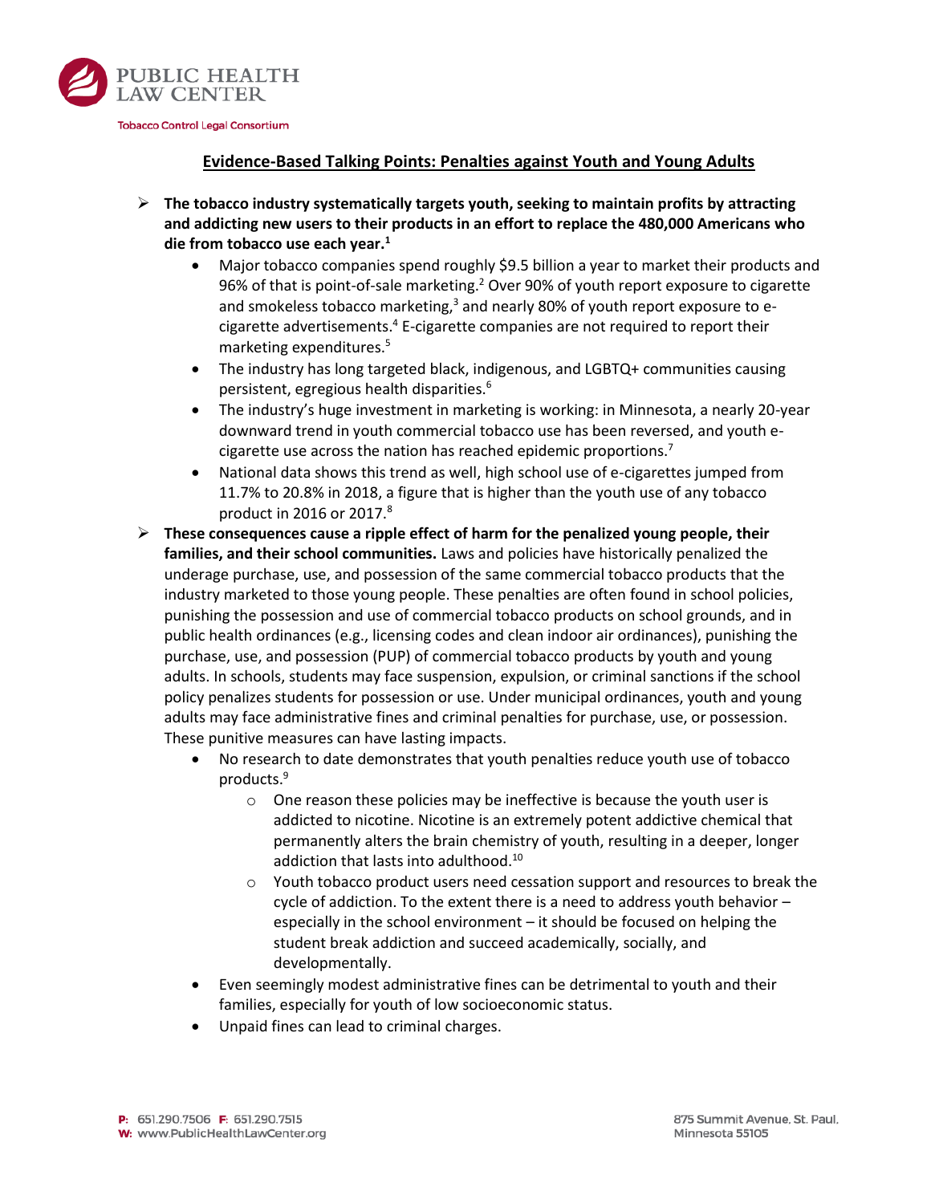PUBLIC HEALTH LAW CENTER

Tobacco Control Legal Consortium

## Evidence-Based Talking Points: Penalties against Youth and Young Adults

- **The tobacco industry systematically targets youth, seeking to maintain profits by attracting and addicting new users to their products in an effort to replace the 480,000 Americans who die from tobacco use each year.[1]**
  - Major tobacco companies spend roughly $9.5 billion a year to market their products and 96% of that is point-of-sale marketing.[2] Over 90% of youth report exposure to cigarette and smokeless tobacco marketing,[3] and nearly 80% of youth report exposure to e-cigarette advertisements.[4] E-cigarette companies are not required to report their marketing expenditures.[5]
  - The industry has long targeted black, indigenous, and LGBTQ+ communities causing persistent, egregious health disparities.[6]
  - The industry's huge investment in marketing is working: in Minnesota, a nearly 20-year downward trend in youth commercial tobacco use has been reversed, and youth e-cigarette use across the nation has reached epidemic proportions.[7]
  - National data shows this trend as well, high school use of e-cigarettes jumped from 11.7% to 20.8% in 2018, a figure that is higher than the youth use of any tobacco product in 2016 or 2017.[8]
- **These consequences cause a ripple effect of harm for the penalized young people, their families, and their school communities.** Laws and policies have historically penalized the underage purchase, use, and possession of the same commercial tobacco products that the industry marketed to those young people. These penalties are often found in school policies, punishing the possession and use of commercial tobacco products on school grounds, and in public health ordinances (e.g., licensing codes and clean indoor air ordinances), punishing the purchase, use, and possession (PUP) of commercial tobacco products by youth and young adults. In schools, students may face suspension, expulsion, or criminal sanctions if the school policy penalizes students for possession or use. Under municipal ordinances, youth and young adults may face administrative fines and criminal penalties for purchase, use, or possession. These punitive measures can have lasting impacts.
  - No research to date demonstrates that youth penalties reduce youth use of tobacco products.[9]
    - One reason these policies may be ineffective is because the youth user is addicted to nicotine. Nicotine is an extremely potent addictive chemical that permanently alters the brain chemistry of youth, resulting in a deeper, longer addiction that lasts into adulthood.[10]
    - Youth tobacco product users need cessation support and resources to break the cycle of addiction. To the extent there is a need to address youth behavior – especially in the school environment – it should be focused on helping the student break addiction and succeed academically, socially, and developmentally.
  - Even seemingly modest administrative fines can be detrimental to youth and their families, especially for youth of low socioeconomic status.
  - Unpaid fines can lead to criminal charges.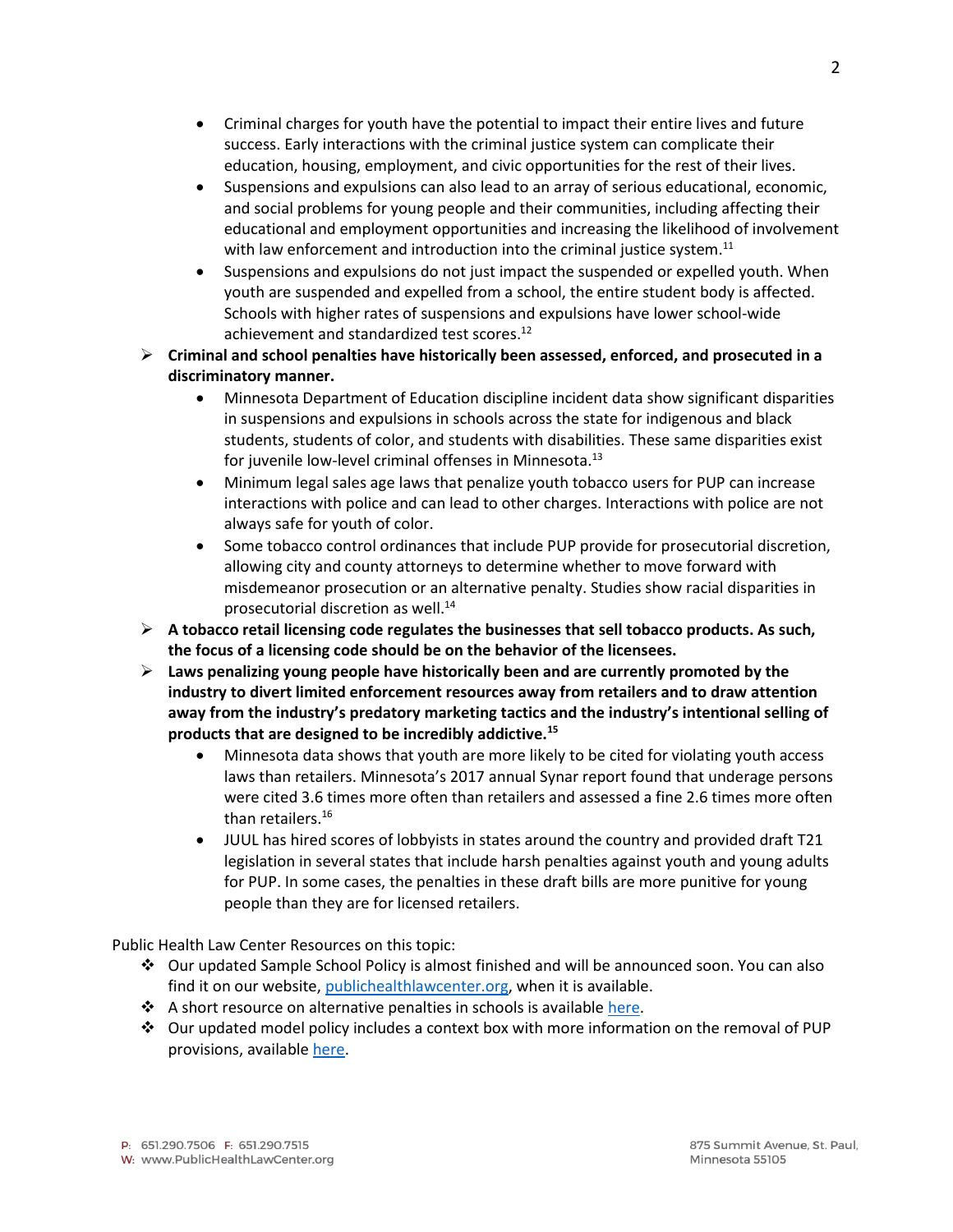- Criminal charges for youth have the potential to impact their entire lives and future success. Early interactions with the criminal justice system can complicate their education, housing, employment, and civic opportunities for the rest of their lives.
- Suspensions and expulsions can also lead to an array of serious educational, economic, and social problems for young people and their communities, including affecting their educational and employment opportunities and increasing the likelihood of involvement with law enforcement and introduction into the criminal justice system.[11]
- Suspensions and expulsions do not just impact the suspended or expelled youth. When youth are suspended and expelled from a school, the entire student body is affected. Schools with higher rates of suspensions and expulsions have lower school-wide achievement and standardized test scores.[12]

- **Criminal and school penalties have historically been assessed, enforced, and prosecuted in a discriminatory manner.**
  - Minnesota Department of Education discipline incident data show significant disparities in suspensions and expulsions in schools across the state for indigenous and black students, students of color, and students with disabilities. These same disparities exist for juvenile low-level criminal offenses in Minnesota.[13]
  - Minimum legal sales age laws that penalize youth tobacco users for PUP can increase interactions with police and can lead to other charges. Interactions with police are not always safe for youth of color.
  - Some tobacco control ordinances that include PUP provide for prosecutorial discretion, allowing city and county attorneys to determine whether to move forward with misdemeanor prosecution or an alternative penalty. Studies show racial disparities in prosecutorial discretion as well.[14]
- **A tobacco retail licensing code regulates the businesses that sell tobacco products. As such, the focus of a licensing code should be on the behavior of the licensees.**
- **Laws penalizing young people have historically been and are currently promoted by the industry to divert limited enforcement resources away from retailers and to draw attention away from the industry's predatory marketing tactics and the industry's intentional selling of products that are designed to be incredibly addictive.[15]**
  - Minnesota data shows that youth are more likely to be cited for violating youth access laws than retailers. Minnesota's 2017 annual Synar report found that underage persons were cited 3.6 times more often than retailers and assessed a fine 2.6 times more often than retailers.[16]
  - JUUL has hired scores of lobbyists in states around the country and provided draft T21 legislation in several states that include harsh penalties against youth and young adults for PUP. In some cases, the penalties in these draft bills are more punitive for young people than they are for licensed retailers.

Public Health Law Center Resources on this topic:

- Our updated Sample School Policy is almost finished and will be announced soon. You can also find it on our website, publichealthlawcenter.org, when it is available.
- A short resource on alternative penalties in schools is available here.
- Our updated model policy includes a context box with more information on the removal of PUP provisions, available here.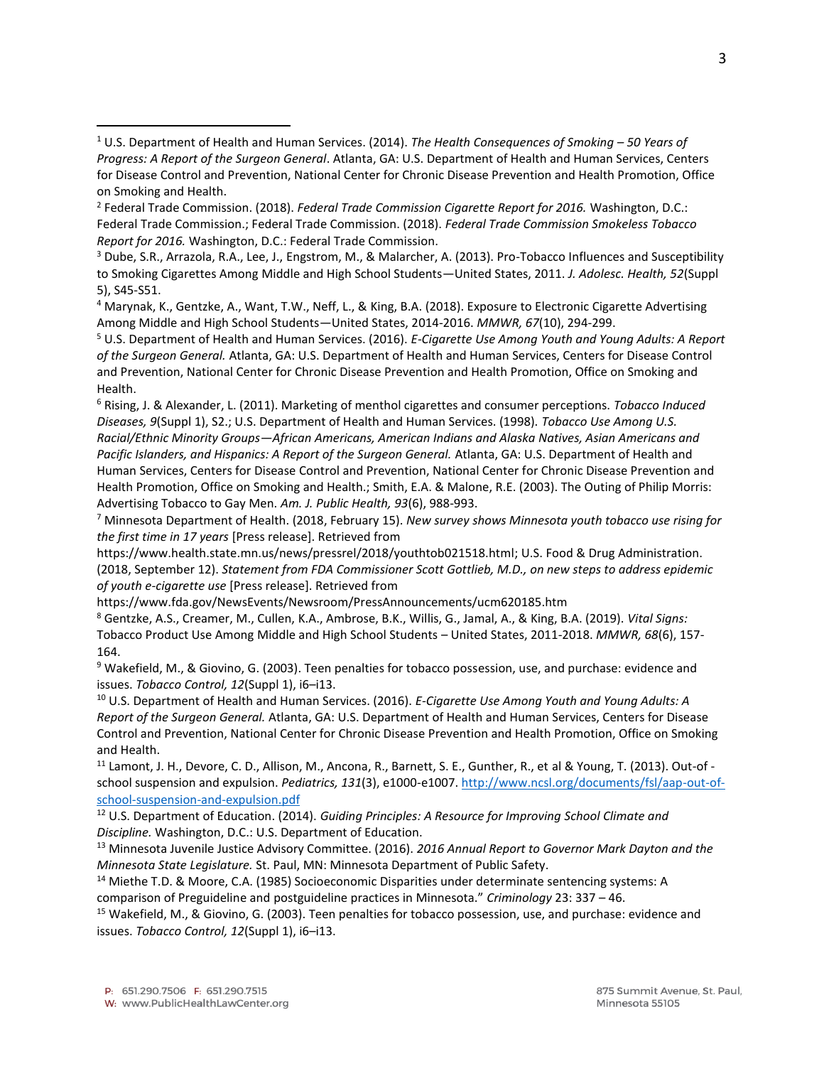[1] U.S. Department of Health and Human Services. (2014). *The Health Consequences of Smoking – 50 Years of Progress: A Report of the Surgeon General*. Atlanta, GA: U.S. Department of Health and Human Services, Centers for Disease Control and Prevention, National Center for Chronic Disease Prevention and Health Promotion, Office on Smoking and Health.

[2] Federal Trade Commission. (2018). *Federal Trade Commission Cigarette Report for 2016.* Washington, D.C.: Federal Trade Commission.; Federal Trade Commission. (2018). *Federal Trade Commission Smokeless Tobacco Report for 2016.* Washington, D.C.: Federal Trade Commission.

[3] Dube, S.R., Arrazola, R.A., Lee, J., Engstrom, M., & Malarcher, A. (2013). Pro-Tobacco Influences and Susceptibility to Smoking Cigarettes Among Middle and High School Students—United States, 2011. *J. Adolesc. Health, 52*(Suppl 5), S45-S51.

[4] Marynak, K., Gentzke, A., Want, T.W., Neff, L., & King, B.A. (2018). Exposure to Electronic Cigarette Advertising Among Middle and High School Students—United States, 2014-2016. *MMWR, 67*(10), 294-299.

[5] U.S. Department of Health and Human Services. (2016). *E-Cigarette Use Among Youth and Young Adults: A Report of the Surgeon General.* Atlanta, GA: U.S. Department of Health and Human Services, Centers for Disease Control and Prevention, National Center for Chronic Disease Prevention and Health Promotion, Office on Smoking and Health.

[6] Rising, J. & Alexander, L. (2011). Marketing of menthol cigarettes and consumer perceptions. *Tobacco Induced Diseases, 9*(Suppl 1), S2.; U.S. Department of Health and Human Services. (1998). *Tobacco Use Among U.S. Racial/Ethnic Minority Groups—African Americans, American Indians and Alaska Natives, Asian Americans and Pacific Islanders, and Hispanics: A Report of the Surgeon General.* Atlanta, GA: U.S. Department of Health and Human Services, Centers for Disease Control and Prevention, National Center for Chronic Disease Prevention and Health Promotion, Office on Smoking and Health.; Smith, E.A. & Malone, R.E. (2003). The Outing of Philip Morris: Advertising Tobacco to Gay Men. *Am. J. Public Health, 93*(6), 988-993.

[7] Minnesota Department of Health. (2018, February 15). *New survey shows Minnesota youth tobacco use rising for the first time in 17 years* [Press release]. Retrieved from https://www.health.state.mn.us/news/pressrel/2018/youthtob021518.html; U.S. Food & Drug Administration. (2018, September 12). *Statement from FDA Commissioner Scott Gottlieb, M.D., on new steps to address epidemic of youth e-cigarette use* [Press release]. Retrieved from https://www.fda.gov/NewsEvents/Newsroom/PressAnnouncements/ucm620185.htm

[8] Gentzke, A.S., Creamer, M., Cullen, K.A., Ambrose, B.K., Willis, G., Jamal, A., & King, B.A. (2019). *Vital Signs:* Tobacco Product Use Among Middle and High School Students – United States, 2011-2018. *MMWR, 68*(6), 157-164.

[9] Wakefield, M., & Giovino, G. (2003). Teen penalties for tobacco possession, use, and purchase: evidence and issues. *Tobacco Control, 12*(Suppl 1), i6–i13.

[10] U.S. Department of Health and Human Services. (2016). *E-Cigarette Use Among Youth and Young Adults: A Report of the Surgeon General.* Atlanta, GA: U.S. Department of Health and Human Services, Centers for Disease Control and Prevention, National Center for Chronic Disease Prevention and Health Promotion, Office on Smoking and Health.

[11] Lamont, J. H., Devore, C. D., Allison, M., Ancona, R., Barnett, S. E., Gunther, R., et al & Young, T. (2013). Out-of -school suspension and expulsion. *Pediatrics, 131*(3), e1000-e1007. http://www.ncsl.org/documents/fsl/aap-out-of-school-suspension-and-expulsion.pdf

[12] U.S. Department of Education. (2014). *Guiding Principles: A Resource for Improving School Climate and Discipline.* Washington, D.C.: U.S. Department of Education.

[13] Minnesota Juvenile Justice Advisory Committee. (2016). *2016 Annual Report to Governor Mark Dayton and the Minnesota State Legislature.* St. Paul, MN: Minnesota Department of Public Safety.

[14] Miethe T.D. & Moore, C.A. (1985) Socioeconomic Disparities under determinate sentencing systems: A comparison of Preguideline and postguideline practices in Minnesota." *Criminology* 23: 337 – 46.

[15] Wakefield, M., & Giovino, G. (2003). Teen penalties for tobacco possession, use, and purchase: evidence and issues. *Tobacco Control, 12*(Suppl 1), i6–i13.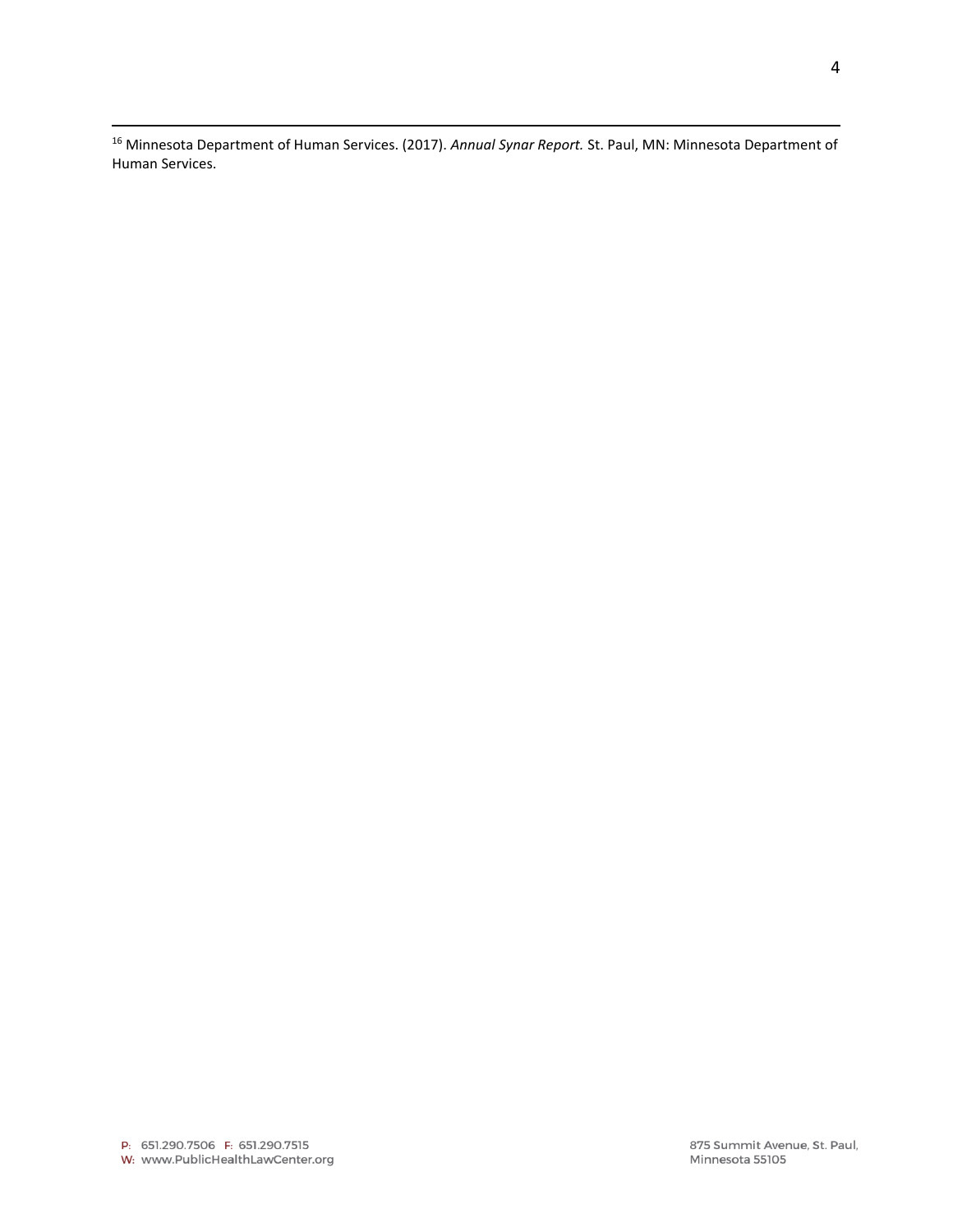[16] Minnesota Department of Human Services. (2017). *Annual Synar Report.* St. Paul, MN: Minnesota Department of Human Services.